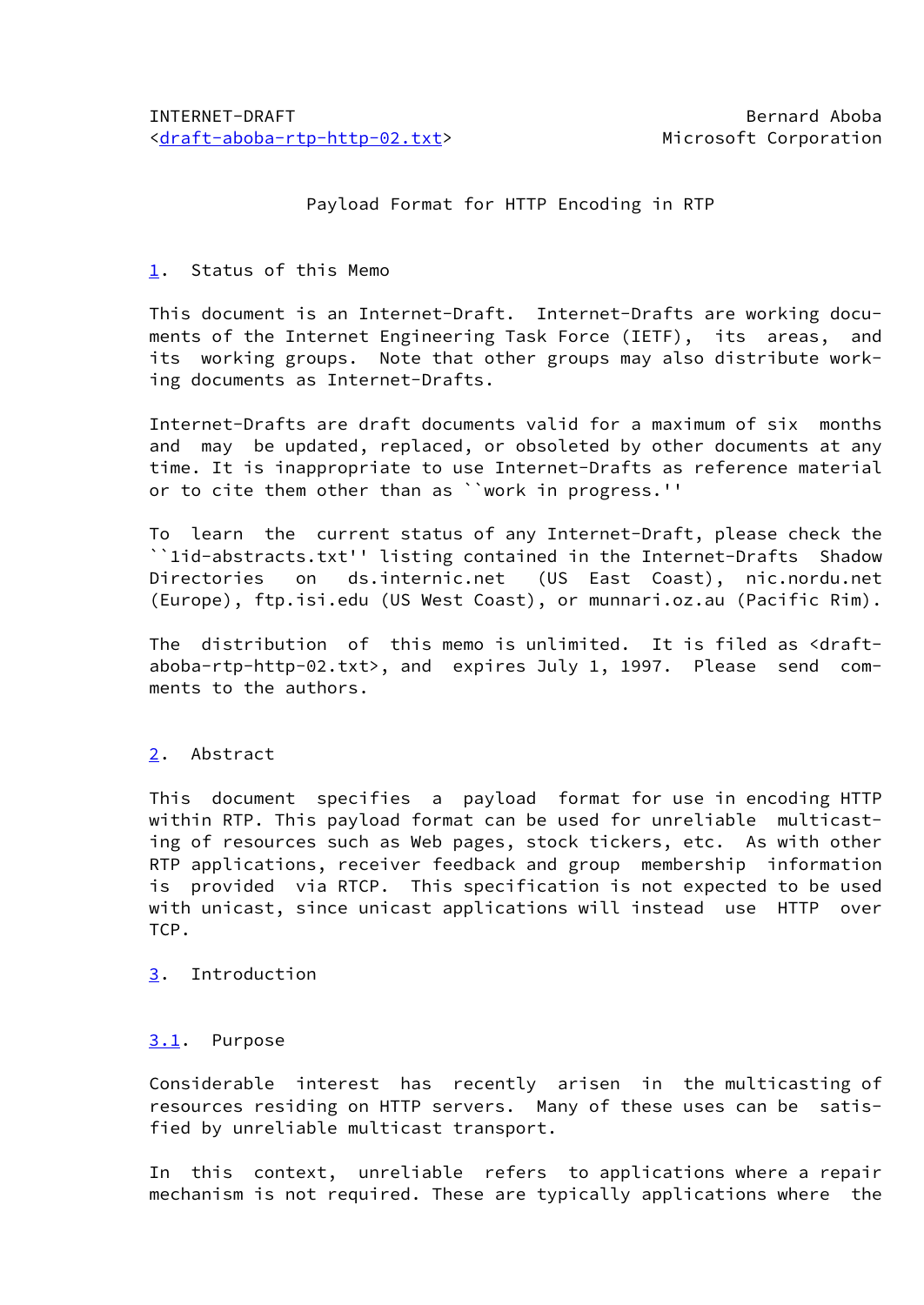INTERNET-DRAFT Bernard Aboba
<draft-aboba-rtp-http-02.txt> Microsoft Corporation

# Payload Format for HTTP Encoding in RTP

## 1. Status of this Memo

This document is an Internet-Draft. Internet-Drafts are working documents of the Internet Engineering Task Force (IETF), its areas, and its working groups. Note that other groups may also distribute working documents as Internet-Drafts.

Internet-Drafts are draft documents valid for a maximum of six months and may be updated, replaced, or obsoleted by other documents at any time. It is inappropriate to use Internet-Drafts as reference material or to cite them other than as ``work in progress.''

To learn the current status of any Internet-Draft, please check the ``1id-abstracts.txt'' listing contained in the Internet-Drafts Shadow Directories on ds.internic.net (US East Coast), nic.nordu.net (Europe), ftp.isi.edu (US West Coast), or munnari.oz.au (Pacific Rim).

The distribution of this memo is unlimited. It is filed as <draft-aboba-rtp-http-02.txt>, and expires July 1, 1997. Please send comments to the authors.

## 2. Abstract

This document specifies a payload format for use in encoding HTTP within RTP. This payload format can be used for unreliable multicasting of resources such as Web pages, stock tickers, etc. As with other RTP applications, receiver feedback and group membership information is provided via RTCP. This specification is not expected to be used with unicast, since unicast applications will instead use HTTP over TCP.

## 3. Introduction

### 3.1. Purpose

Considerable interest has recently arisen in the multicasting of resources residing on HTTP servers. Many of these uses can be satisfied by unreliable multicast transport.

In this context, unreliable refers to applications where a repair mechanism is not required. These are typically applications where the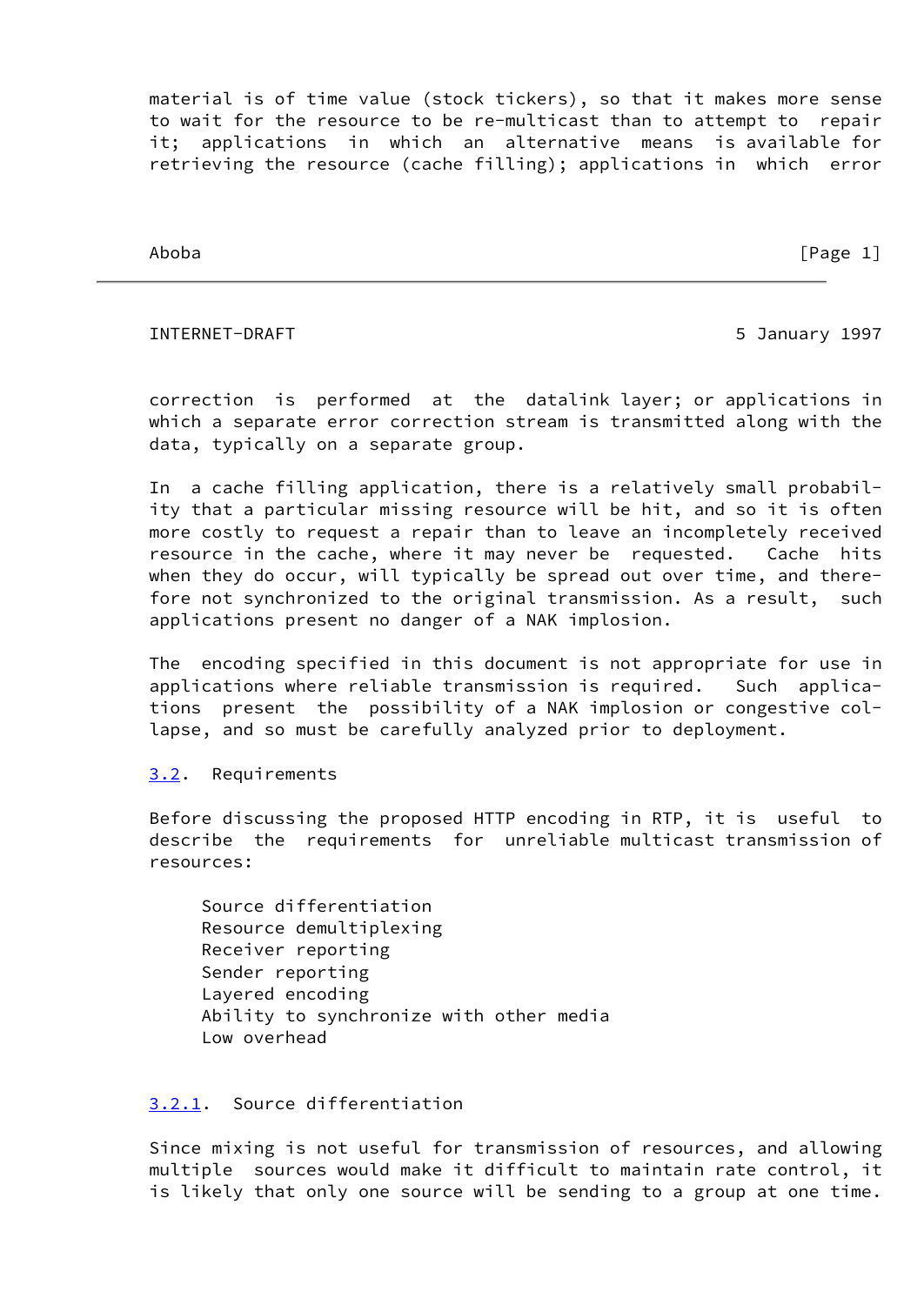material is of time value (stock tickers), so that it makes more sense to wait for the resource to be re-multicast than to attempt to repair it; applications in which an alternative means is available for retrieving the resource (cache filling); applications in which error correction is performed at the datalink layer; or applications in which a separate error correction stream is transmitted along with the data, typically on a separate group.

In a cache filling application, there is a relatively small probability that a particular missing resource will be hit, and so it is often more costly to request a repair than to leave an incompletely received resource in the cache, where it may never be requested. Cache hits when they do occur, will typically be spread out over time, and therefore not synchronized to the original transmission. As a result, such applications present no danger of a NAK implosion.

The encoding specified in this document is not appropriate for use in applications where reliable transmission is required. Such applications present the possibility of a NAK implosion or congestive collapse, and so must be carefully analyzed prior to deployment.

### 3.2. Requirements

Before discussing the proposed HTTP encoding in RTP, it is useful to describe the requirements for unreliable multicast transmission of resources:

- Source differentiation
- Resource demultiplexing
- Receiver reporting
- Sender reporting
- Layered encoding
- Ability to synchronize with other media
- Low overhead

#### 3.2.1. Source differentiation

Since mixing is not useful for transmission of resources, and allowing multiple sources would make it difficult to maintain rate control, it is likely that only one source will be sending to a group at one time.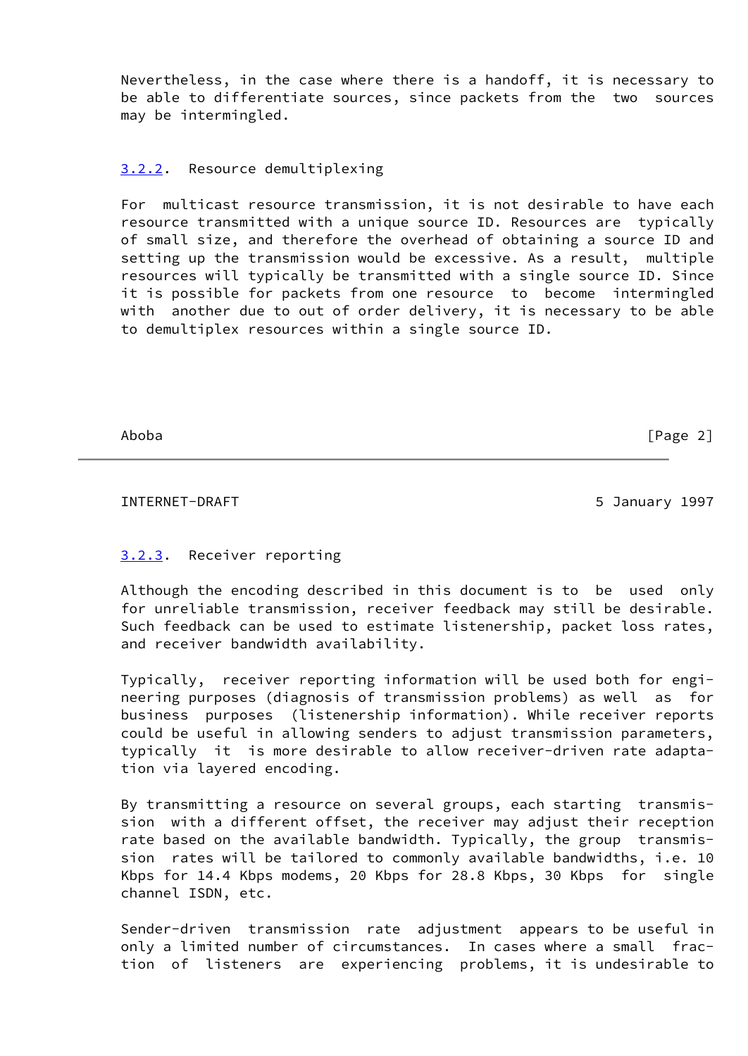Nevertheless, in the case where there is a handoff, it is necessary to be able to differentiate sources, since packets from the two sources may be intermingled.

### 3.2.2. Resource demultiplexing

For multicast resource transmission, it is not desirable to have each resource transmitted with a unique source ID. Resources are typically of small size, and therefore the overhead of obtaining a source ID and setting up the transmission would be excessive. As a result, multiple resources will typically be transmitted with a single source ID. Since it is possible for packets from one resource to become intermingled with another due to out of order delivery, it is necessary to be able to demultiplex resources within a single source ID.

### 3.2.3. Receiver reporting

Although the encoding described in this document is to be used only for unreliable transmission, receiver feedback may still be desirable. Such feedback can be used to estimate listenership, packet loss rates, and receiver bandwidth availability.

Typically, receiver reporting information will be used both for engineering purposes (diagnosis of transmission problems) as well as for business purposes (listenership information). While receiver reports could be useful in allowing senders to adjust transmission parameters, typically it is more desirable to allow receiver-driven rate adaptation via layered encoding.

By transmitting a resource on several groups, each starting transmission with a different offset, the receiver may adjust their reception rate based on the available bandwidth. Typically, the group transmission rates will be tailored to commonly available bandwidths, i.e. 10 Kbps for 14.4 Kbps modems, 20 Kbps for 28.8 Kbps, 30 Kbps for single channel ISDN, etc.

Sender-driven transmission rate adjustment appears to be useful in only a limited number of circumstances. In cases where a small fraction of listeners are experiencing problems, it is undesirable to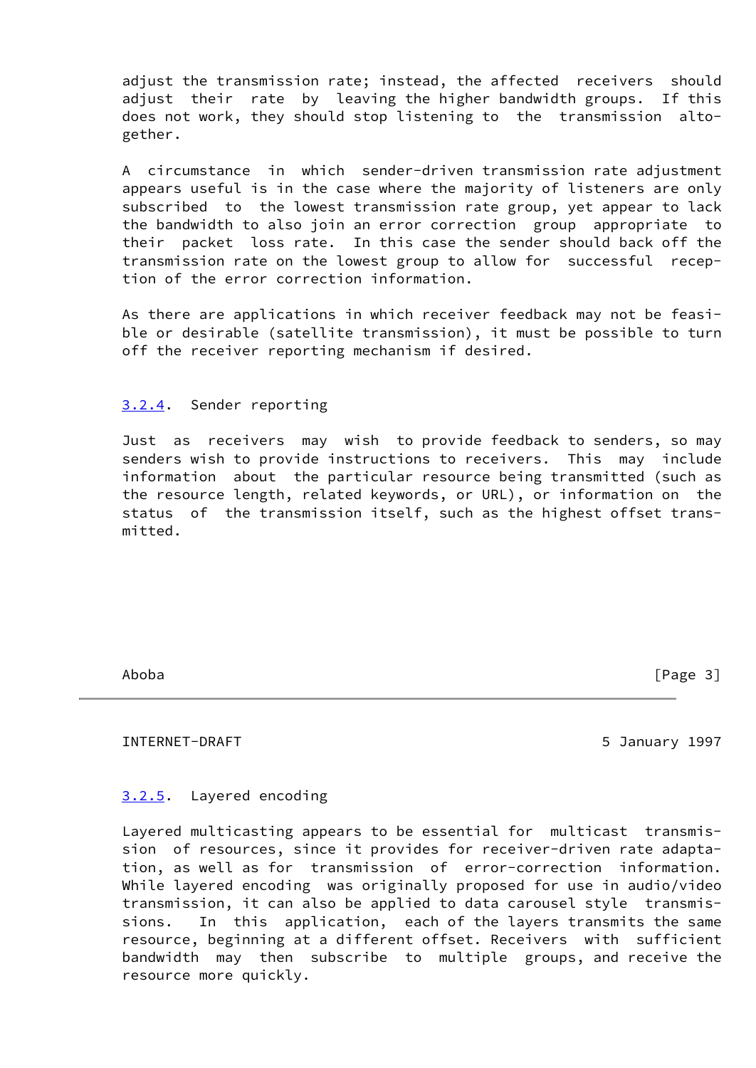adjust the transmission rate; instead, the affected receivers should adjust their rate by leaving the higher bandwidth groups. If this does not work, they should stop listening to the transmission altogether.

A circumstance in which sender-driven transmission rate adjustment appears useful is in the case where the majority of listeners are only subscribed to the lowest transmission rate group, yet appear to lack the bandwidth to also join an error correction group appropriate to their packet loss rate. In this case the sender should back off the transmission rate on the lowest group to allow for successful reception of the error correction information.

As there are applications in which receiver feedback may not be feasible or desirable (satellite transmission), it must be possible to turn off the receiver reporting mechanism if desired.

### 3.2.4. Sender reporting

Just as receivers may wish to provide feedback to senders, so may senders wish to provide instructions to receivers. This may include information about the particular resource being transmitted (such as the resource length, related keywords, or URL), or information on the status of the transmission itself, such as the highest offset transmitted.

### 3.2.5. Layered encoding

Layered multicasting appears to be essential for multicast transmission of resources, since it provides for receiver-driven rate adaptation, as well as for transmission of error-correction information. While layered encoding was originally proposed for use in audio/video transmission, it can also be applied to data carousel style transmissions. In this application, each of the layers transmits the same resource, beginning at a different offset. Receivers with sufficient bandwidth may then subscribe to multiple groups, and receive the resource more quickly.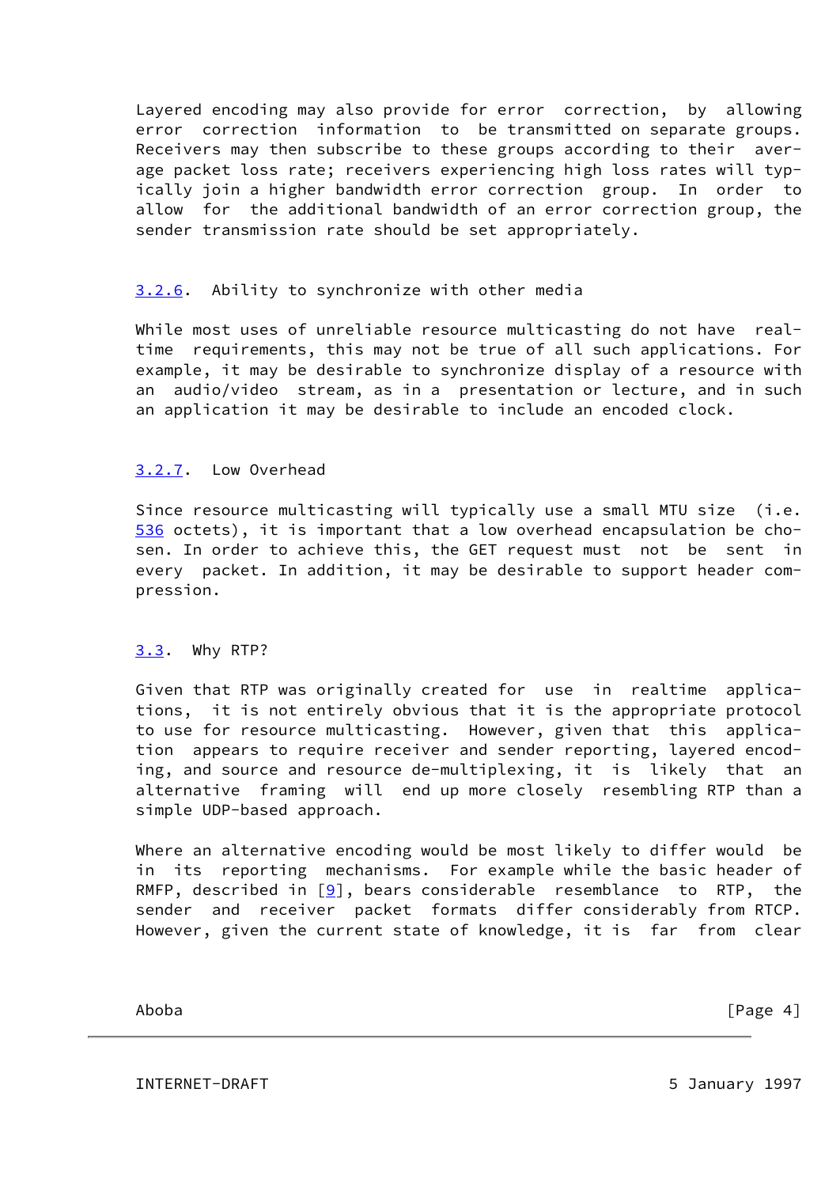Layered encoding may also provide for error correction, by allowing error correction information to be transmitted on separate groups. Receivers may then subscribe to these groups according to their average packet loss rate; receivers experiencing high loss rates will typically join a higher bandwidth error correction group. In order to allow for the additional bandwidth of an error correction group, the sender transmission rate should be set appropriately.

### 3.2.6. Ability to synchronize with other media

While most uses of unreliable resource multicasting do not have realtime requirements, this may not be true of all such applications. For example, it may be desirable to synchronize display of a resource with an audio/video stream, as in a presentation or lecture, and in such an application it may be desirable to include an encoded clock.

### 3.2.7. Low Overhead

Since resource multicasting will typically use a small MTU size (i.e. 536 octets), it is important that a low overhead encapsulation be chosen. In order to achieve this, the GET request must not be sent in every packet. In addition, it may be desirable to support header compression.

## 3.3. Why RTP?

Given that RTP was originally created for use in realtime applications, it is not entirely obvious that it is the appropriate protocol to use for resource multicasting. However, given that this application appears to require receiver and sender reporting, layered encoding, and source and resource de-multiplexing, it is likely that an alternative framing will end up more closely resembling RTP than a simple UDP-based approach.

Where an alternative encoding would be most likely to differ would be in its reporting mechanisms. For example while the basic header of RMFP, described in [9], bears considerable resemblance to RTP, the sender and receiver packet formats differ considerably from RTCP. However, given the current state of knowledge, it is far from clear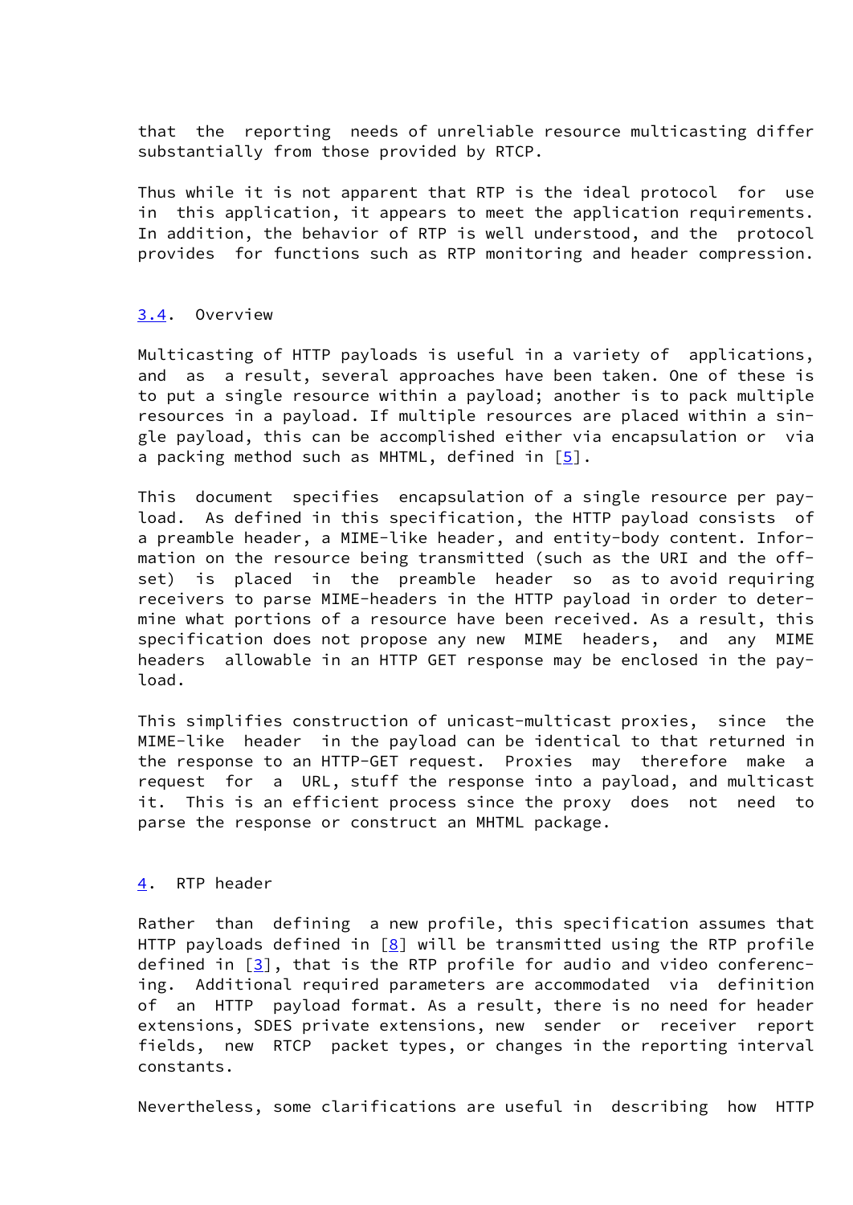that the reporting needs of unreliable resource multicasting differ substantially from those provided by RTCP.

Thus while it is not apparent that RTP is the ideal protocol for use in this application, it appears to meet the application requirements. In addition, the behavior of RTP is well understood, and the protocol provides for functions such as RTP monitoring and header compression.

### 3.4. Overview

Multicasting of HTTP payloads is useful in a variety of applications, and as a result, several approaches have been taken. One of these is to put a single resource within a payload; another is to pack multiple resources in a payload. If multiple resources are placed within a single payload, this can be accomplished either via encapsulation or via a packing method such as MHTML, defined in [5].

This document specifies encapsulation of a single resource per payload. As defined in this specification, the HTTP payload consists of a preamble header, a MIME-like header, and entity-body content. Information on the resource being transmitted (such as the URI and the offset) is placed in the preamble header so as to avoid requiring receivers to parse MIME-headers in the HTTP payload in order to determine what portions of a resource have been received. As a result, this specification does not propose any new MIME headers, and any MIME headers allowable in an HTTP GET response may be enclosed in the payload.

This simplifies construction of unicast-multicast proxies, since the MIME-like header in the payload can be identical to that returned in the response to an HTTP-GET request. Proxies may therefore make a request for a URL, stuff the response into a payload, and multicast it. This is an efficient process since the proxy does not need to parse the response or construct an MHTML package.

## 4. RTP header

Rather than defining a new profile, this specification assumes that HTTP payloads defined in [8] will be transmitted using the RTP profile defined in [3], that is the RTP profile for audio and video conferencing. Additional required parameters are accommodated via definition of an HTTP payload format. As a result, there is no need for header extensions, SDES private extensions, new sender or receiver report fields, new RTCP packet types, or changes in the reporting interval constants.

Nevertheless, some clarifications are useful in describing how HTTP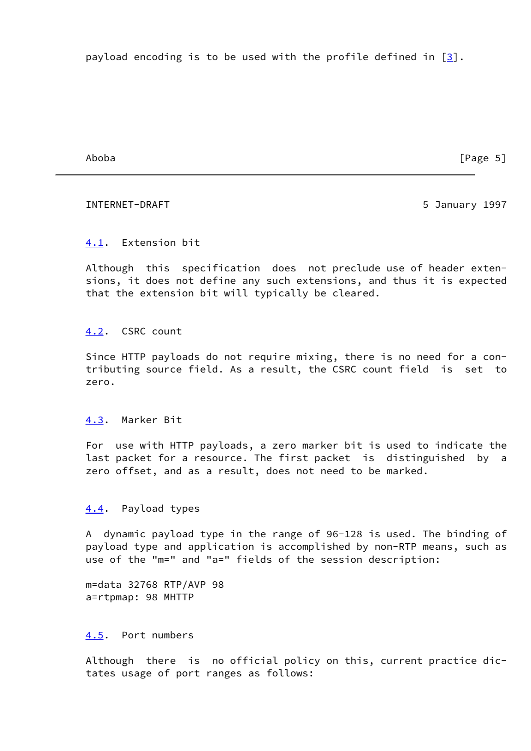payload encoding is to be used with the profile defined in [3].

### 4.1. Extension bit

Although this specification does not preclude use of header extensions, it does not define any such extensions, and thus it is expected that the extension bit will typically be cleared.

### 4.2. CSRC count

Since HTTP payloads do not require mixing, there is no need for a contributing source field. As a result, the CSRC count field is set to zero.

### 4.3. Marker Bit

For use with HTTP payloads, a zero marker bit is used to indicate the last packet for a resource. The first packet is distinguished by a zero offset, and as a result, does not need to be marked.

### 4.4. Payload types

A dynamic payload type in the range of 96-128 is used. The binding of payload type and application is accomplished by non-RTP means, such as use of the "m=" and "a=" fields of the session description:

```
m=data 32768 RTP/AVP 98
a=rtpmap: 98 MHTTP
```

### 4.5. Port numbers

Although there is no official policy on this, current practice dictates usage of port ranges as follows: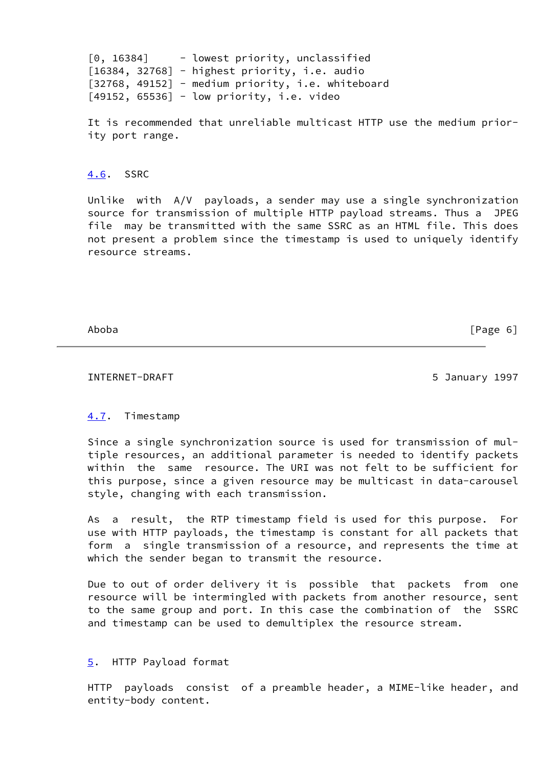[0, 16384]     - lowest priority, unclassified
[16384, 32768] - highest priority, i.e. audio
[32768, 49152] - medium priority, i.e. whiteboard
[49152, 65536] - low priority, i.e. video

It is recommended that unreliable multicast HTTP use the medium priority port range.

### 4.6. SSRC

Unlike with A/V payloads, a sender may use a single synchronization source for transmission of multiple HTTP payload streams. Thus a JPEG file may be transmitted with the same SSRC as an HTML file. This does not present a problem since the timestamp is used to uniquely identify resource streams.

### 4.7. Timestamp

Since a single synchronization source is used for transmission of multiple resources, an additional parameter is needed to identify packets within the same resource. The URI was not felt to be sufficient for this purpose, since a given resource may be multicast in data-carousel style, changing with each transmission.

As a result, the RTP timestamp field is used for this purpose. For use with HTTP payloads, the timestamp is constant for all packets that form a single transmission of a resource, and represents the time at which the sender began to transmit the resource.

Due to out of order delivery it is possible that packets from one resource will be intermingled with packets from another resource, sent to the same group and port. In this case the combination of the SSRC and timestamp can be used to demultiplex the resource stream.

## 5. HTTP Payload format

HTTP payloads consist of a preamble header, a MIME-like header, and entity-body content.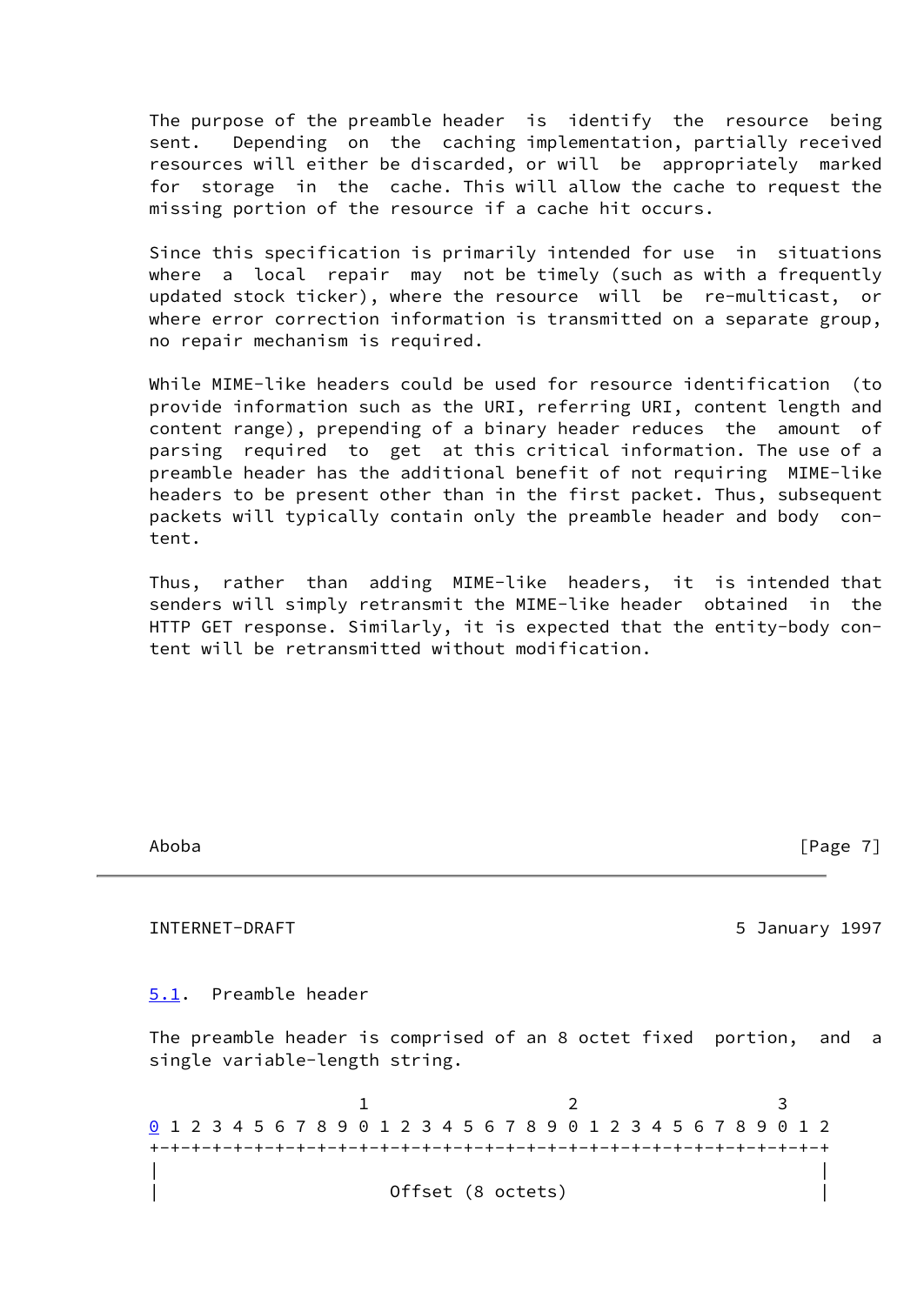The purpose of the preamble header is identify the resource being sent. Depending on the caching implementation, partially received resources will either be discarded, or will be appropriately marked for storage in the cache. This will allow the cache to request the missing portion of the resource if a cache hit occurs.

Since this specification is primarily intended for use in situations where a local repair may not be timely (such as with a frequently updated stock ticker), where the resource will be re-multicast, or where error correction information is transmitted on a separate group, no repair mechanism is required.

While MIME-like headers could be used for resource identification (to provide information such as the URI, referring URI, content length and content range), prepending of a binary header reduces the amount of parsing required to get at this critical information. The use of a preamble header has the additional benefit of not requiring MIME-like headers to be present other than in the first packet. Thus, subsequent packets will typically contain only the preamble header and body content.

Thus, rather than adding MIME-like headers, it is intended that senders will simply retransmit the MIME-like header obtained in the HTTP GET response. Similarly, it is expected that the entity-body content will be retransmitted without modification.

### 5.1. Preamble header

The preamble header is comprised of an 8 octet fixed portion, and a single variable-length string.

```
                     1                   2                   3
 0 1 2 3 4 5 6 7 8 9 0 1 2 3 4 5 6 7 8 9 0 1 2 3 4 5 6 7 8 9 0 1 2
+-+-+-+-+-+-+-+-+-+-+-+-+-+-+-+-+-+-+-+-+-+-+-+-+-+-+-+-+-+-+-+-+
|                                                               |
|                       Offset (8 octets)                       |
```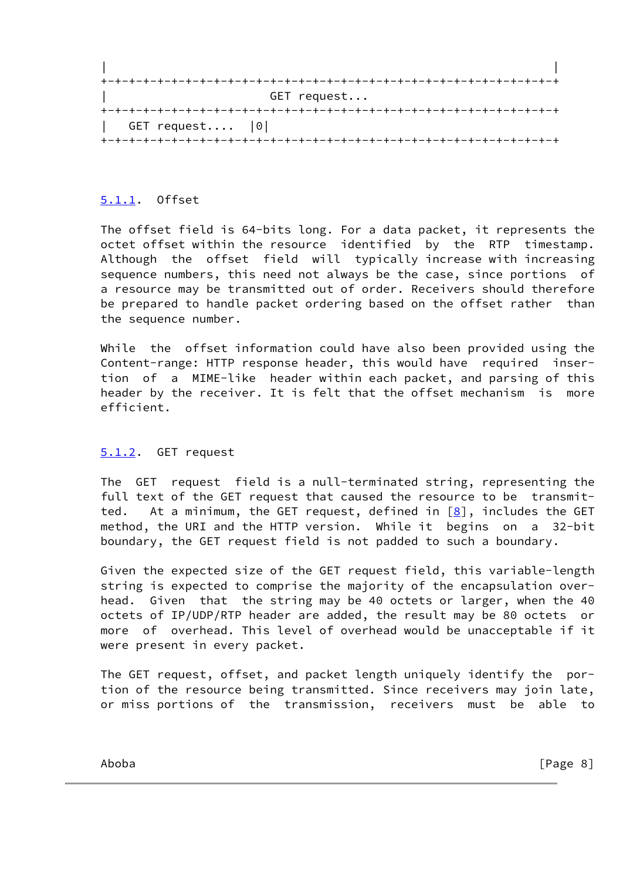```
|                                                               |
+-+-+-+-+-+-+-+-+-+-+-+-+-+-+-+-+-+-+-+-+-+-+-+-+-+-+-+-+-+-+-+-+
|                       GET request...
+-+-+-+-+-+-+-+-+-+-+-+-+-+-+-+-+-+-+-+-+-+-+-+-+-+-+-+-+-+-+-+-+
|   GET request....  |0|
+-+-+-+-+-+-+-+-+-+-+-+-+-+-+-+-+-+-+-+-+-+-+-+-+-+-+-+-+-+-+-+-+
```

### 5.1.1. Offset

The offset field is 64-bits long. For a data packet, it represents the octet offset within the resource identified by the RTP timestamp. Although the offset field will typically increase with increasing sequence numbers, this need not always be the case, since portions of a resource may be transmitted out of order. Receivers should therefore be prepared to handle packet ordering based on the offset rather than the sequence number.

While the offset information could have also been provided using the Content-range: HTTP response header, this would have required insertion of a MIME-like header within each packet, and parsing of this header by the receiver. It is felt that the offset mechanism is more efficient.

### 5.1.2. GET request

The GET request field is a null-terminated string, representing the full text of the GET request that caused the resource to be transmitted. At a minimum, the GET request, defined in [8], includes the GET method, the URI and the HTTP version. While it begins on a 32-bit boundary, the GET request field is not padded to such a boundary.

Given the expected size of the GET request field, this variable-length string is expected to comprise the majority of the encapsulation overhead. Given that the string may be 40 octets or larger, when the 40 octets of IP/UDP/RTP header are added, the result may be 80 octets or more of overhead. This level of overhead would be unacceptable if it were present in every packet.

The GET request, offset, and packet length uniquely identify the portion of the resource being transmitted. Since receivers may join late, or miss portions of the transmission, receivers must be able to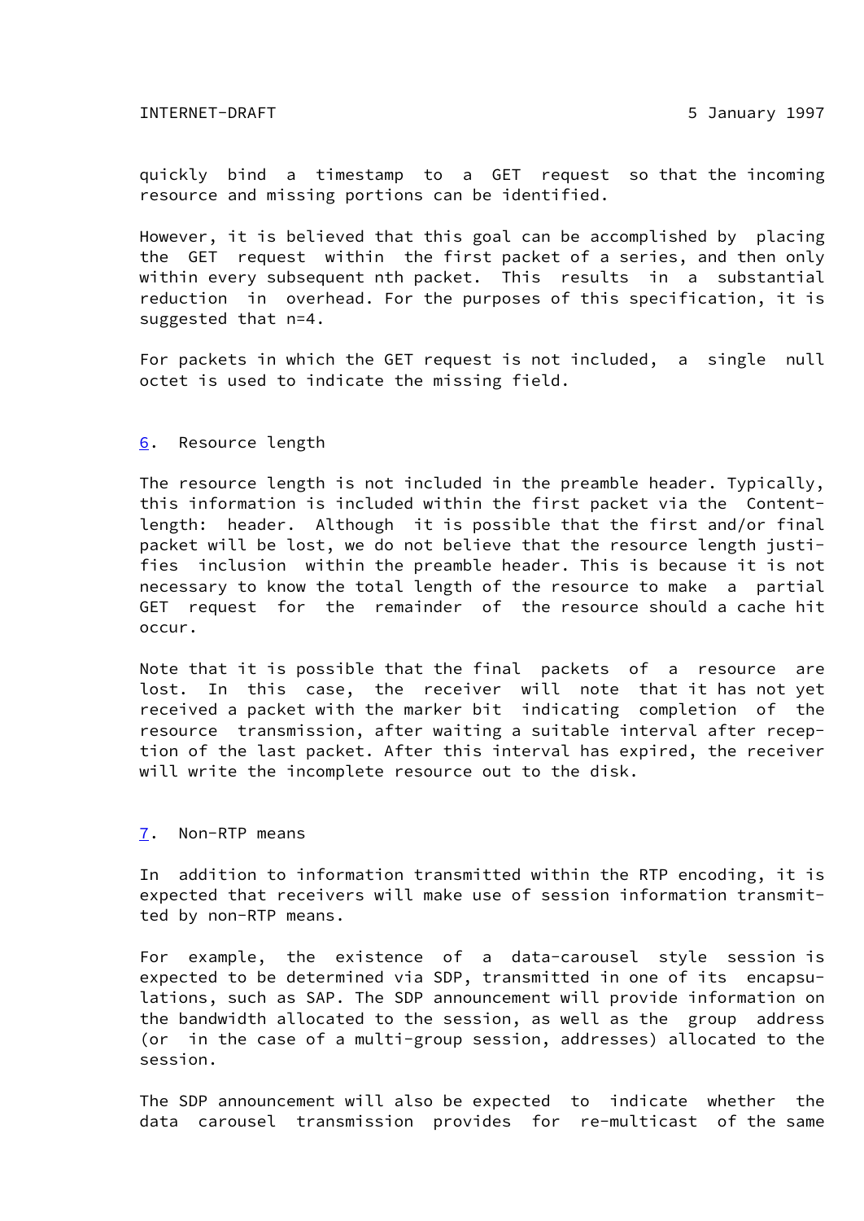quickly bind a timestamp to a GET request so that the incoming resource and missing portions can be identified.

However, it is believed that this goal can be accomplished by placing the GET request within the first packet of a series, and then only within every subsequent nth packet. This results in a substantial reduction in overhead. For the purposes of this specification, it is suggested that n=4.

For packets in which the GET request is not included, a single null octet is used to indicate the missing field.

## 6. Resource length

The resource length is not included in the preamble header. Typically, this information is included within the first packet via the Content-length: header. Although it is possible that the first and/or final packet will be lost, we do not believe that the resource length justifies inclusion within the preamble header. This is because it is not necessary to know the total length of the resource to make a partial GET request for the remainder of the resource should a cache hit occur.

Note that it is possible that the final packets of a resource are lost. In this case, the receiver will note that it has not yet received a packet with the marker bit indicating completion of the resource transmission, after waiting a suitable interval after reception of the last packet. After this interval has expired, the receiver will write the incomplete resource out to the disk.

## 7. Non-RTP means

In addition to information transmitted within the RTP encoding, it is expected that receivers will make use of session information transmitted by non-RTP means.

For example, the existence of a data-carousel style session is expected to be determined via SDP, transmitted in one of its encapsulations, such as SAP. The SDP announcement will provide information on the bandwidth allocated to the session, as well as the group address (or in the case of a multi-group session, addresses) allocated to the session.

The SDP announcement will also be expected to indicate whether the data carousel transmission provides for re-multicast of the same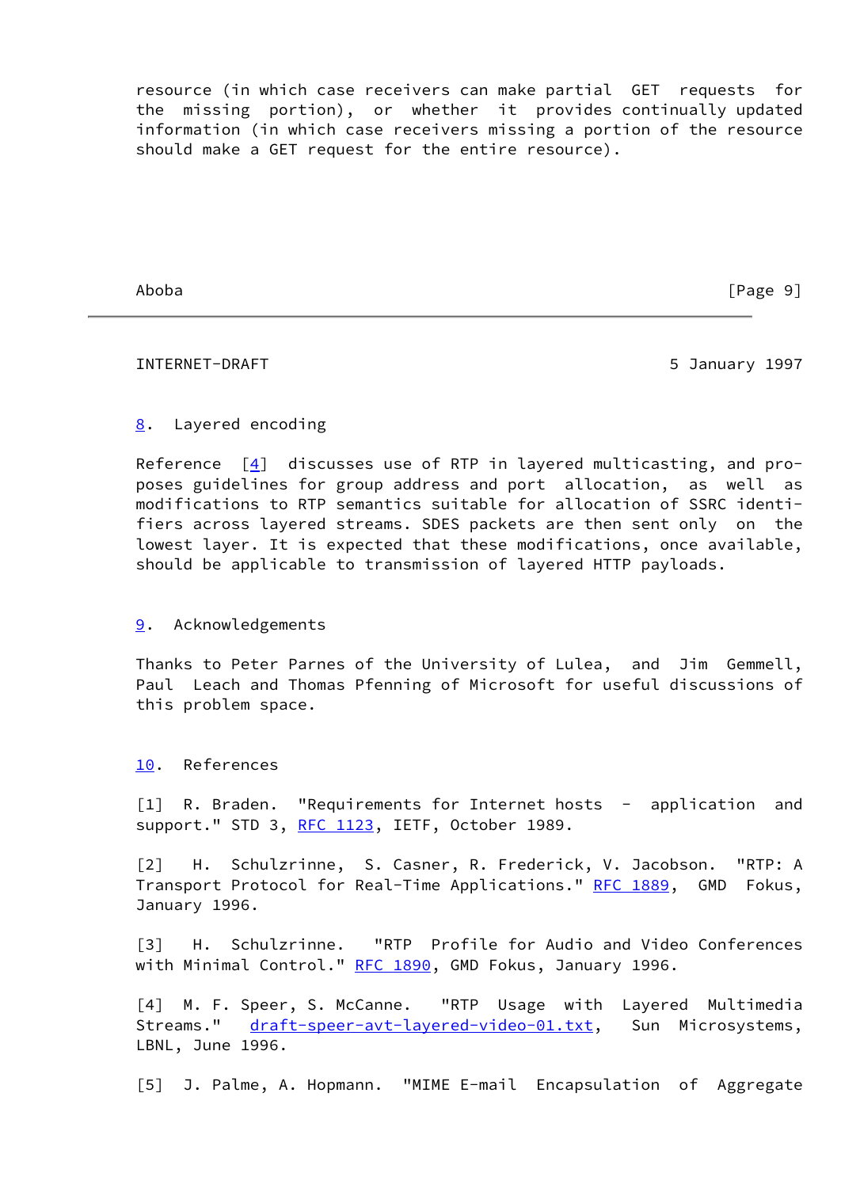resource (in which case receivers can make partial GET requests for the missing portion), or whether it provides continually updated information (in which case receivers missing a portion of the resource should make a GET request for the entire resource).

## 8. Layered encoding

Reference [4] discusses use of RTP in layered multicasting, and proposes guidelines for group address and port allocation, as well as modifications to RTP semantics suitable for allocation of SSRC identifiers across layered streams. SDES packets are then sent only on the lowest layer. It is expected that these modifications, once available, should be applicable to transmission of layered HTTP payloads.

## 9. Acknowledgements

Thanks to Peter Parnes of the University of Lulea, and Jim Gemmell, Paul Leach and Thomas Pfenning of Microsoft for useful discussions of this problem space.

## 10. References

[1] R. Braden. "Requirements for Internet hosts - application and support." STD 3, RFC 1123, IETF, October 1989.

[2] H. Schulzrinne, S. Casner, R. Frederick, V. Jacobson. "RTP: A Transport Protocol for Real-Time Applications." RFC 1889, GMD Fokus, January 1996.

[3] H. Schulzrinne. "RTP Profile for Audio and Video Conferences with Minimal Control." RFC 1890, GMD Fokus, January 1996.

[4] M. F. Speer, S. McCanne. "RTP Usage with Layered Multimedia Streams." draft-speer-avt-layered-video-01.txt, Sun Microsystems, LBNL, June 1996.

[5] J. Palme, A. Hopmann. "MIME E-mail Encapsulation of Aggregate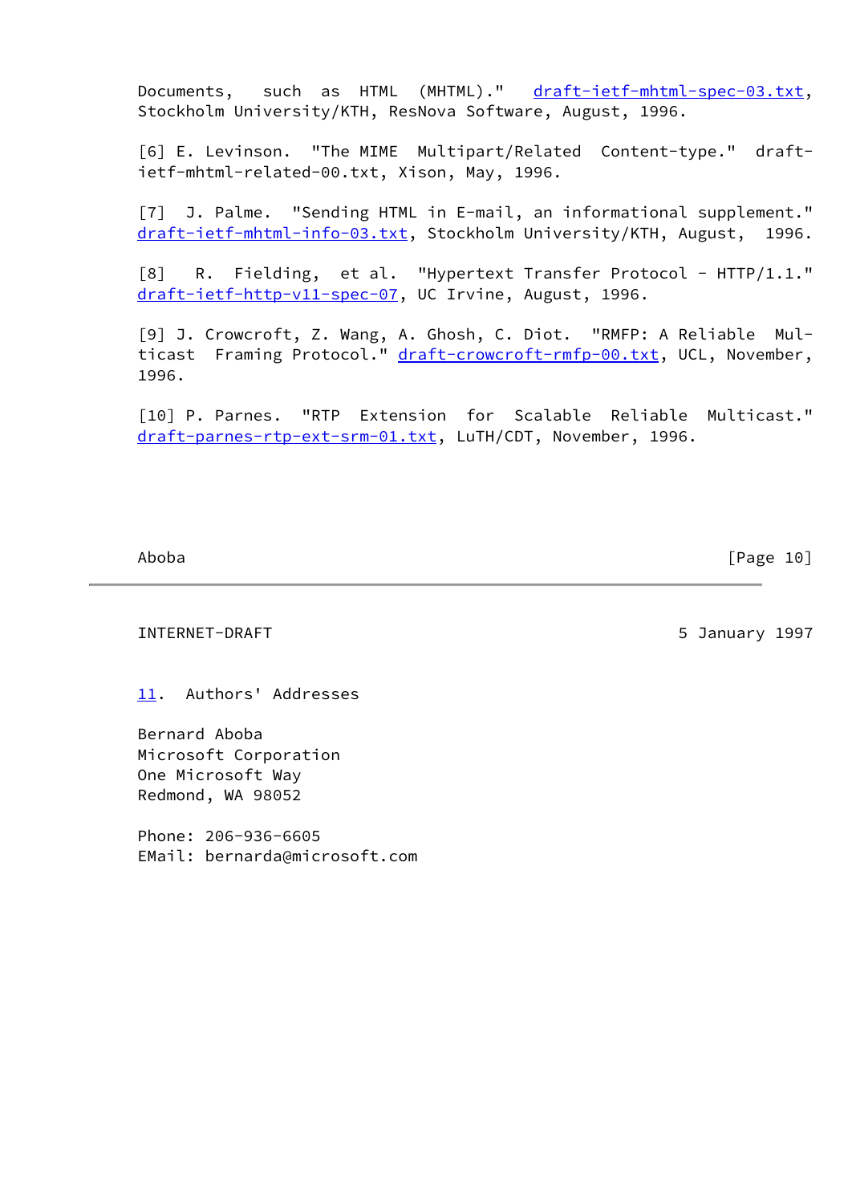Documents, such as HTML (MHTML)." draft-ietf-mhtml-spec-03.txt, Stockholm University/KTH, ResNova Software, August, 1996.

[6] E. Levinson. "The MIME Multipart/Related Content-type." draft-ietf-mhtml-related-00.txt, Xison, May, 1996.

[7] J. Palme. "Sending HTML in E-mail, an informational supplement." draft-ietf-mhtml-info-03.txt, Stockholm University/KTH, August, 1996.

[8] R. Fielding, et al. "Hypertext Transfer Protocol - HTTP/1.1." draft-ietf-http-v11-spec-07, UC Irvine, August, 1996.

[9] J. Crowcroft, Z. Wang, A. Ghosh, C. Diot. "RMFP: A Reliable Multicast Framing Protocol." draft-crowcroft-rmfp-00.txt, UCL, November, 1996.

[10] P. Parnes. "RTP Extension for Scalable Reliable Multicast." draft-parnes-rtp-ext-srm-01.txt, LuTH/CDT, November, 1996.

## 11. Authors' Addresses

Bernard Aboba
Microsoft Corporation
One Microsoft Way
Redmond, WA 98052

Phone: 206-936-6605
EMail: bernarda@microsoft.com